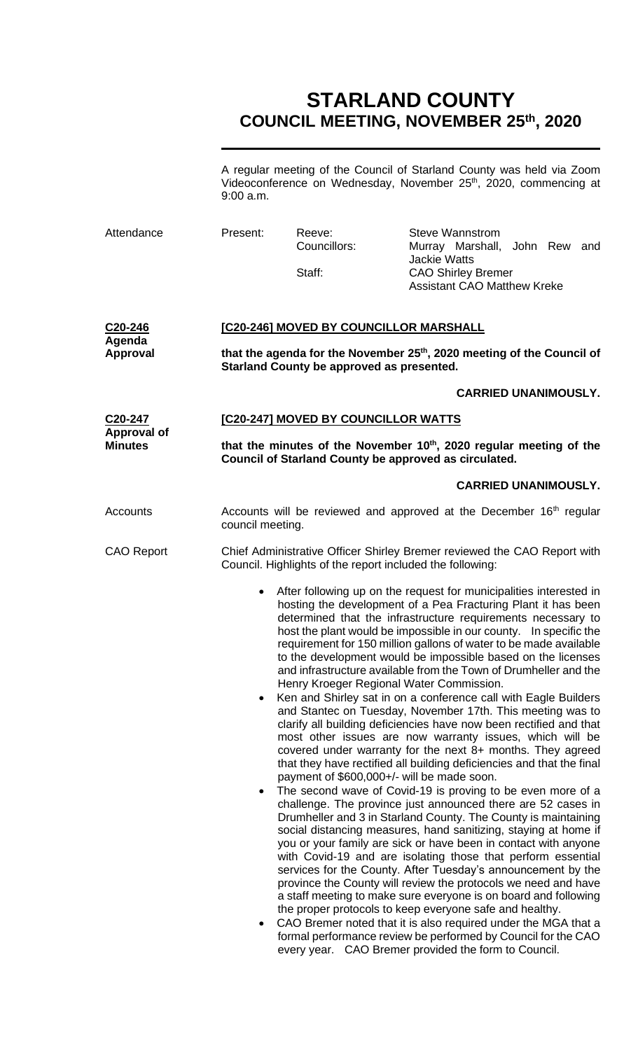# STARLAND COUNTY
## COUNCIL MEETING, NOVEMBER 25th, 2020

A regular meeting of the Council of Starland County was held via Zoom Videoconference on Wednesday, November 25th, 2020, commencing at 9:00 a.m.

| Attendance | Present: | Reeve: | Steve Wannstrom |
|---|---|---|---|
| | | Councillors: | Murray Marshall, John Rew and Jackie Watts |
| | | Staff: | CAO Shirley Bremer<br>Assistant CAO Matthew Kreke |

**C20-246**
**Agenda Approval**

**[C20-246] MOVED BY COUNCILLOR MARSHALL**

**that the agenda for the November 25th, 2020 meeting of the Council of Starland County be approved as presented.**

**CARRIED UNANIMOUSLY.**

**C20-247**
**Approval of Minutes**

**[C20-247] MOVED BY COUNCILLOR WATTS**

**that the minutes of the November 10th, 2020 regular meeting of the Council of Starland County be approved as circulated.**

**CARRIED UNANIMOUSLY.**

Accounts

Accounts will be reviewed and approved at the December 16th regular council meeting.

CAO Report

Chief Administrative Officer Shirley Bremer reviewed the CAO Report with Council. Highlights of the report included the following:

- After following up on the request for municipalities interested in hosting the development of a Pea Fracturing Plant it has been determined that the infrastructure requirements necessary to host the plant would be impossible in our county. In specific the requirement for 150 million gallons of water to be made available to the development would be impossible based on the licenses and infrastructure available from the Town of Drumheller and the Henry Kroeger Regional Water Commission.
- Ken and Shirley sat in on a conference call with Eagle Builders and Stantec on Tuesday, November 17th. This meeting was to clarify all building deficiencies have now been rectified and that most other issues are now warranty issues, which will be covered under warranty for the next 8+ months. They agreed that they have rectified all building deficiencies and that the final payment of $600,000+/- will be made soon.
- The second wave of Covid-19 is proving to be even more of a challenge. The province just announced there are 52 cases in Drumheller and 3 in Starland County. The County is maintaining social distancing measures, hand sanitizing, staying at home if you or your family are sick or have been in contact with anyone with Covid-19 and are isolating those that perform essential services for the County. After Tuesday's announcement by the province the County will review the protocols we need and have a staff meeting to make sure everyone is on board and following the proper protocols to keep everyone safe and healthy.
- CAO Bremer noted that it is also required under the MGA that a formal performance review be performed by Council for the CAO every year. CAO Bremer provided the form to Council.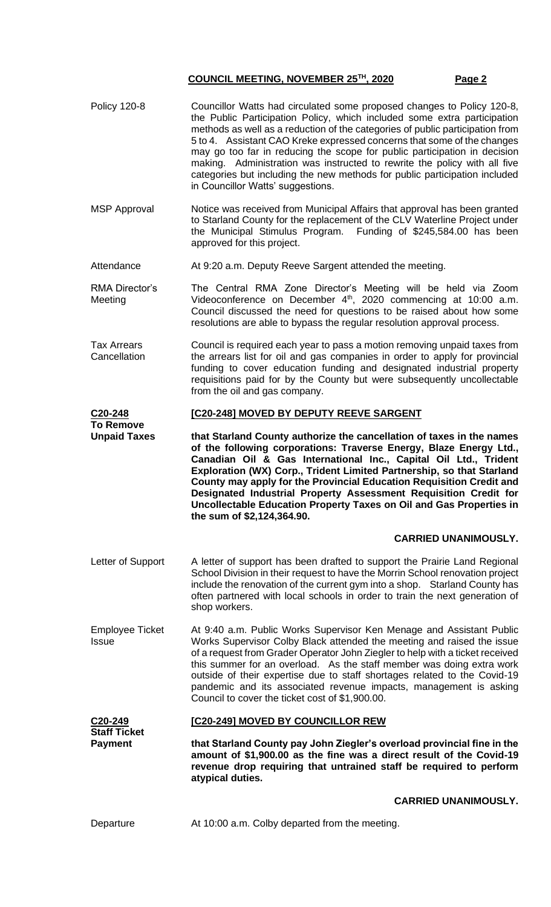**COUNCIL MEETING, NOVEMBER 25TH, 2020**

**Policy 120-8**

Councillor Watts had circulated some proposed changes to Policy 120-8, the Public Participation Policy, which included some extra participation methods as well as a reduction of the categories of public participation from 5 to 4. Assistant CAO Kreke expressed concerns that some of the changes may go too far in reducing the scope for public participation in decision making. Administration was instructed to rewrite the policy with all five categories but including the new methods for public participation included in Councillor Watts' suggestions.

**MSP Approval**

Notice was received from Municipal Affairs that approval has been granted to Starland County for the replacement of the CLV Waterline Project under the Municipal Stimulus Program. Funding of $245,584.00 has been approved for this project.

**Attendance**

At 9:20 a.m. Deputy Reeve Sargent attended the meeting.

**RMA Director's Meeting**

The Central RMA Zone Director's Meeting will be held via Zoom Videoconference on December 4th, 2020 commencing at 10:00 a.m. Council discussed the need for questions to be raised about how some resolutions are able to bypass the regular resolution approval process.

**Tax Arrears Cancellation**

Council is required each year to pass a motion removing unpaid taxes from the arrears list for oil and gas companies in order to apply for provincial funding to cover education funding and designated industrial property requisitions paid for by the County but were subsequently uncollectable from the oil and gas company.

**C20-248 To Remove Unpaid Taxes**

**[C20-248] MOVED BY DEPUTY REEVE SARGENT**

**that Starland County authorize the cancellation of taxes in the names of the following corporations: Traverse Energy, Blaze Energy Ltd., Canadian Oil & Gas International Inc., Capital Oil Ltd., Trident Exploration (WX) Corp., Trident Limited Partnership, so that Starland County may apply for the Provincial Education Requisition Credit and Designated Industrial Property Assessment Requisition Credit for Uncollectable Education Property Taxes on Oil and Gas Properties in the sum of $2,124,364.90.**

**CARRIED UNANIMOUSLY.**

**Letter of Support**

A letter of support has been drafted to support the Prairie Land Regional School Division in their request to have the Morrin School renovation project include the renovation of the current gym into a shop. Starland County has often partnered with local schools in order to train the next generation of shop workers.

**Employee Ticket Issue**

At 9:40 a.m. Public Works Supervisor Ken Menage and Assistant Public Works Supervisor Colby Black attended the meeting and raised the issue of a request from Grader Operator John Ziegler to help with a ticket received this summer for an overload. As the staff member was doing extra work outside of their expertise due to staff shortages related to the Covid-19 pandemic and its associated revenue impacts, management is asking Council to cover the ticket cost of $1,900.00.

**C20-249 Staff Ticket Payment**

**[C20-249] MOVED BY COUNCILLOR REW**

**that Starland County pay John Ziegler's overload provincial fine in the amount of $1,900.00 as the fine was a direct result of the Covid-19 revenue drop requiring that untrained staff be required to perform atypical duties.**

**CARRIED UNANIMOUSLY.**

**Departure**

At 10:00 a.m. Colby departed from the meeting.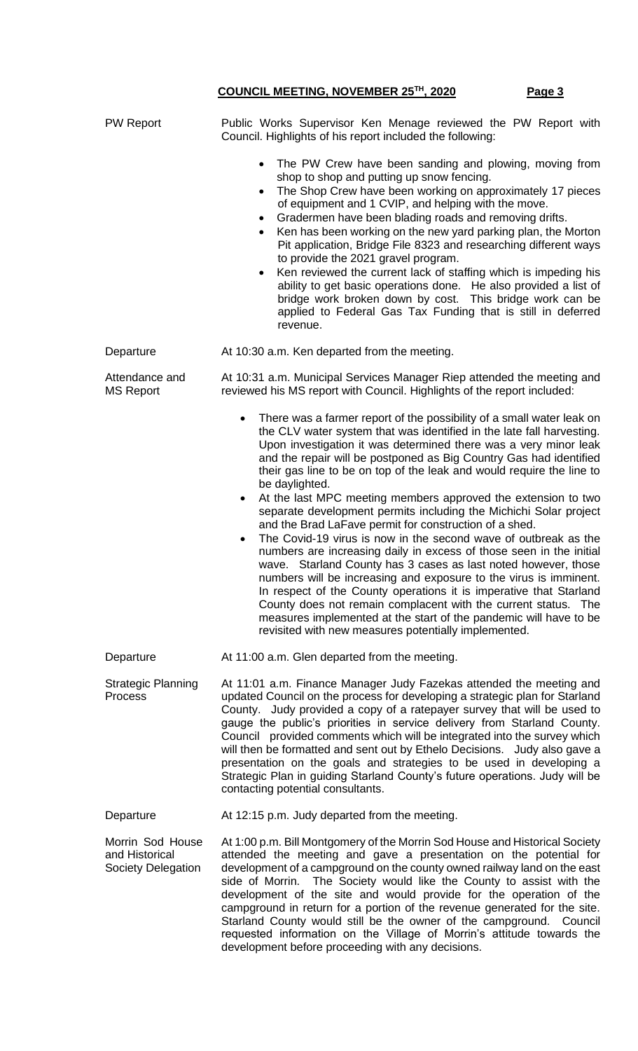PW Report

Public Works Supervisor Ken Menage reviewed the PW Report with Council. Highlights of his report included the following:

- The PW Crew have been sanding and plowing, moving from shop to shop and putting up snow fencing.
- The Shop Crew have been working on approximately 17 pieces of equipment and 1 CVIP, and helping with the move.
- Gradermen have been blading roads and removing drifts.
- Ken has been working on the new yard parking plan, the Morton Pit application, Bridge File 8323 and researching different ways to provide the 2021 gravel program.
- Ken reviewed the current lack of staffing which is impeding his ability to get basic operations done. He also provided a list of bridge work broken down by cost. This bridge work can be applied to Federal Gas Tax Funding that is still in deferred revenue.

Departure

At 10:30 a.m. Ken departed from the meeting.

Attendance and MS Report

At 10:31 a.m. Municipal Services Manager Riep attended the meeting and reviewed his MS report with Council. Highlights of the report included:

- There was a farmer report of the possibility of a small water leak on the CLV water system that was identified in the late fall harvesting. Upon investigation it was determined there was a very minor leak and the repair will be postponed as Big Country Gas had identified their gas line to be on top of the leak and would require the line to be daylighted.
- At the last MPC meeting members approved the extension to two separate development permits including the Michichi Solar project and the Brad LaFave permit for construction of a shed.
- The Covid-19 virus is now in the second wave of outbreak as the numbers are increasing daily in excess of those seen in the initial wave. Starland County has 3 cases as last noted however, those numbers will be increasing and exposure to the virus is imminent. In respect of the County operations it is imperative that Starland County does not remain complacent with the current status. The measures implemented at the start of the pandemic will have to be revisited with new measures potentially implemented.

Departure

At 11:00 a.m. Glen departed from the meeting.

Strategic Planning Process

At 11:01 a.m. Finance Manager Judy Fazekas attended the meeting and updated Council on the process for developing a strategic plan for Starland County. Judy provided a copy of a ratepayer survey that will be used to gauge the public's priorities in service delivery from Starland County. Council provided comments which will be integrated into the survey which will then be formatted and sent out by Ethelo Decisions. Judy also gave a presentation on the goals and strategies to be used in developing a Strategic Plan in guiding Starland County's future operations. Judy will be contacting potential consultants.

Departure

At 12:15 p.m. Judy departed from the meeting.

Morrin Sod House and Historical Society Delegation

At 1:00 p.m. Bill Montgomery of the Morrin Sod House and Historical Society attended the meeting and gave a presentation on the potential for development of a campground on the county owned railway land on the east side of Morrin. The Society would like the County to assist with the development of the site and would provide for the operation of the campground in return for a portion of the revenue generated for the site. Starland County would still be the owner of the campground. Council requested information on the Village of Morrin's attitude towards the development before proceeding with any decisions.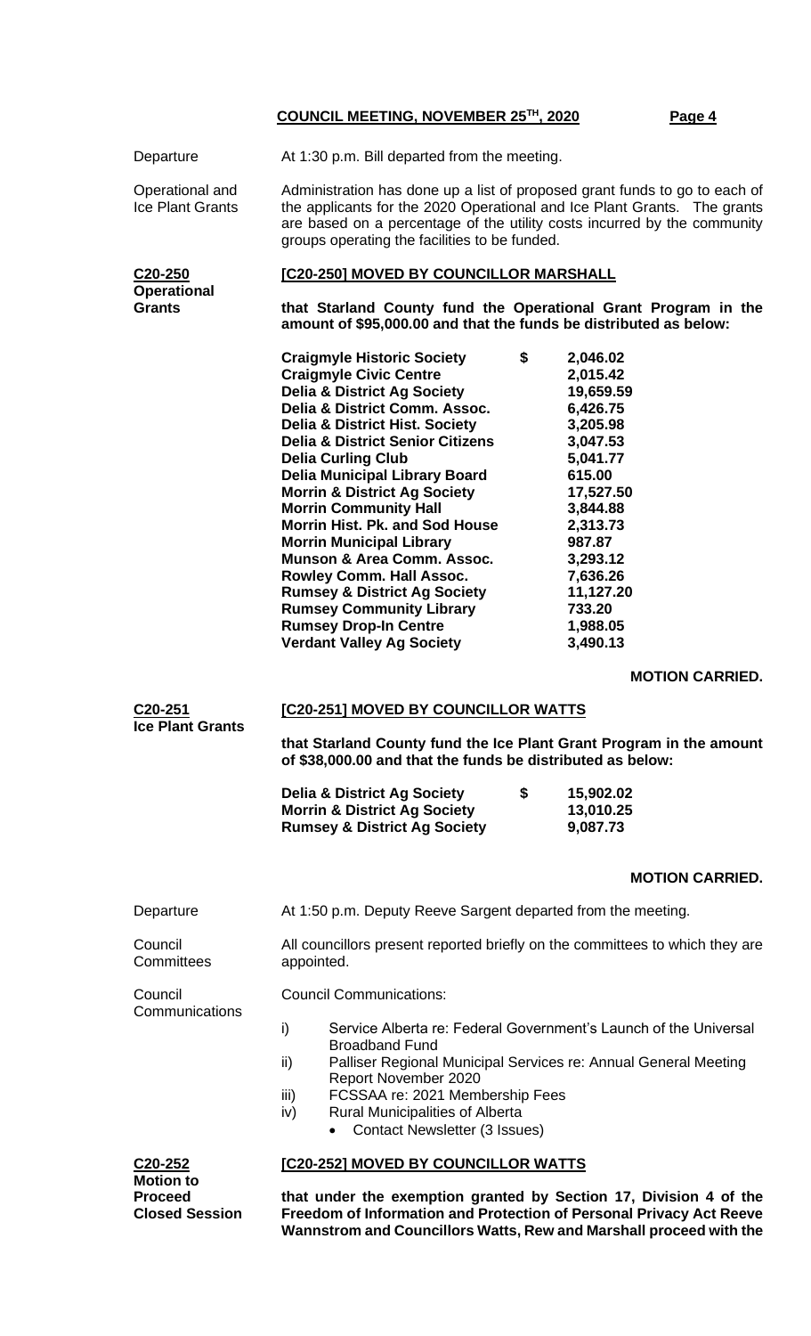Departure — At 1:30 p.m. Bill departed from the meeting.

Operational and Ice Plant Grants — Administration has done up a list of proposed grant funds to go to each of the applicants for the 2020 Operational and Ice Plant Grants. The grants are based on a percentage of the utility costs incurred by the community groups operating the facilities to be funded.

**C20-250 Operational Grants**

**[C20-250] MOVED BY COUNCILLOR MARSHALL**

**that Starland County fund the Operational Grant Program in the amount of $95,000.00 and that the funds be distributed as below:**

| | |
|---|---|
| **Craigmyle Historic Society** | **$ 2,046.02** |
| **Craigmyle Civic Centre** | **2,015.42** |
| **Delia & District Ag Society** | **19,659.59** |
| **Delia & District Comm. Assoc.** | **6,426.75** |
| **Delia & District Hist. Society** | **3,205.98** |
| **Delia & District Senior Citizens** | **3,047.53** |
| **Delia Curling Club** | **5,041.77** |
| **Delia Municipal Library Board** | **615.00** |
| **Morrin & District Ag Society** | **17,527.50** |
| **Morrin Community Hall** | **3,844.88** |
| **Morrin Hist. Pk. and Sod House** | **2,313.73** |
| **Morrin Municipal Library** | **987.87** |
| **Munson & Area Comm. Assoc.** | **3,293.12** |
| **Rowley Comm. Hall Assoc.** | **7,636.26** |
| **Rumsey & District Ag Society** | **11,127.20** |
| **Rumsey Community Library** | **733.20** |
| **Rumsey Drop-In Centre** | **1,988.05** |
| **Verdant Valley Ag Society** | **3,490.13** |

**MOTION CARRIED.**

**C20-251 Ice Plant Grants**

**[C20-251] MOVED BY COUNCILLOR WATTS**

**that Starland County fund the Ice Plant Grant Program in the amount of $38,000.00 and that the funds be distributed as below:**

| | |
|---|---|
| **Delia & District Ag Society** | **$ 15,902.02** |
| **Morrin & District Ag Society** | **13,010.25** |
| **Rumsey & District Ag Society** | **9,087.73** |

**MOTION CARRIED.**

Departure — At 1:50 p.m. Deputy Reeve Sargent departed from the meeting.

Council Committees — All councillors present reported briefly on the committees to which they are appointed.

Council Communications — Council Communications:

i) Service Alberta re: Federal Government's Launch of the Universal Broadband Fund
ii) Palliser Regional Municipal Services re: Annual General Meeting Report November 2020
iii) FCSSAA re: 2021 Membership Fees
iv) Rural Municipalities of Alberta
   - Contact Newsletter (3 Issues)

**C20-252 Motion to Proceed Closed Session**

**[C20-252] MOVED BY COUNCILLOR WATTS**

**that under the exemption granted by Section 17, Division 4 of the Freedom of Information and Protection of Personal Privacy Act Reeve Wannstrom and Councillors Watts, Rew and Marshall proceed with the**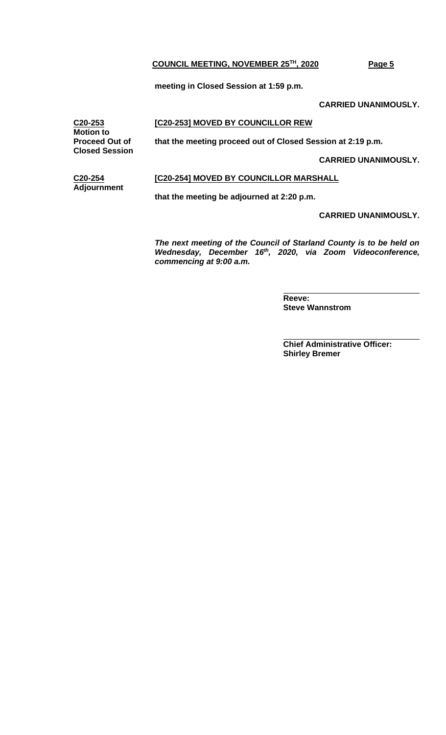**meeting in Closed Session at 1:59 p.m.**

**CARRIED UNANIMOUSLY.**

**C20-253**
**Motion to Proceed Out of Closed Session**

**[C20-253] MOVED BY COUNCILLOR REW**

**that the meeting proceed out of Closed Session at 2:19 p.m.**

**CARRIED UNANIMOUSLY.**

**C20-254**
**Adjournment**

**[C20-254] MOVED BY COUNCILLOR MARSHALL**

**that the meeting be adjourned at 2:20 p.m.**

**CARRIED UNANIMOUSLY.**

***The next meeting of the Council of Starland County is to be held on Wednesday, December 16th, 2020, via Zoom Videoconference, commencing at 9:00 a.m.***

**Reeve:**
**Steve Wannstrom**

**Chief Administrative Officer:**
**Shirley Bremer**